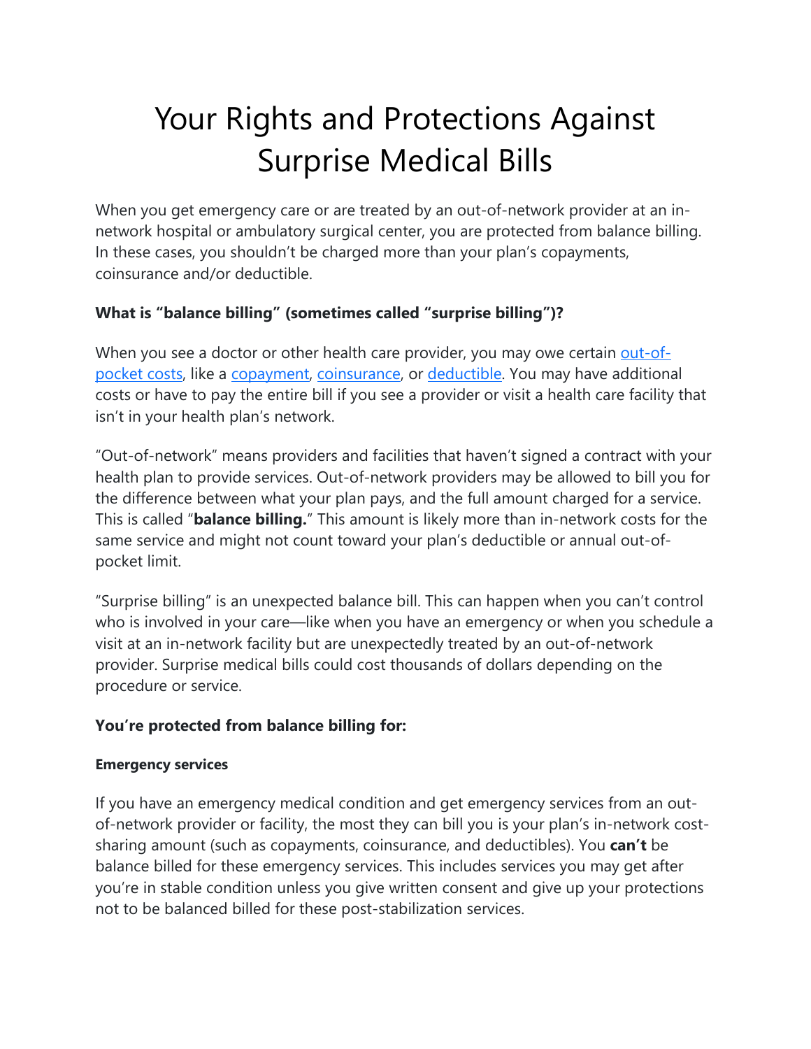# Your Rights and Protections Against Surprise Medical Bills

When you get emergency care or are treated by an out-of-network provider at an in-network hospital or ambulatory surgical center, you are protected from balance billing. In these cases, you shouldn't be charged more than your plan's copayments, coinsurance and/or deductible.

**What is "balance billing" (sometimes called "surprise billing")?**

When you see a doctor or other health care provider, you may owe certain out-of-pocket costs, like a copayment, coinsurance, or deductible. You may have additional costs or have to pay the entire bill if you see a provider or visit a health care facility that isn't in your health plan's network.

"Out-of-network" means providers and facilities that haven't signed a contract with your health plan to provide services. Out-of-network providers may be allowed to bill you for the difference between what your plan pays, and the full amount charged for a service. This is called "**balance billing.**" This amount is likely more than in-network costs for the same service and might not count toward your plan's deductible or annual out-of-pocket limit.

"Surprise billing" is an unexpected balance bill. This can happen when you can't control who is involved in your care—like when you have an emergency or when you schedule a visit at an in-network facility but are unexpectedly treated by an out-of-network provider. Surprise medical bills could cost thousands of dollars depending on the procedure or service.

**You're protected from balance billing for:**

**Emergency services**

If you have an emergency medical condition and get emergency services from an out-of-network provider or facility, the most they can bill you is your plan's in-network cost-sharing amount (such as copayments, coinsurance, and deductibles). You **can't** be balance billed for these emergency services. This includes services you may get after you're in stable condition unless you give written consent and give up your protections not to be balanced billed for these post-stabilization services.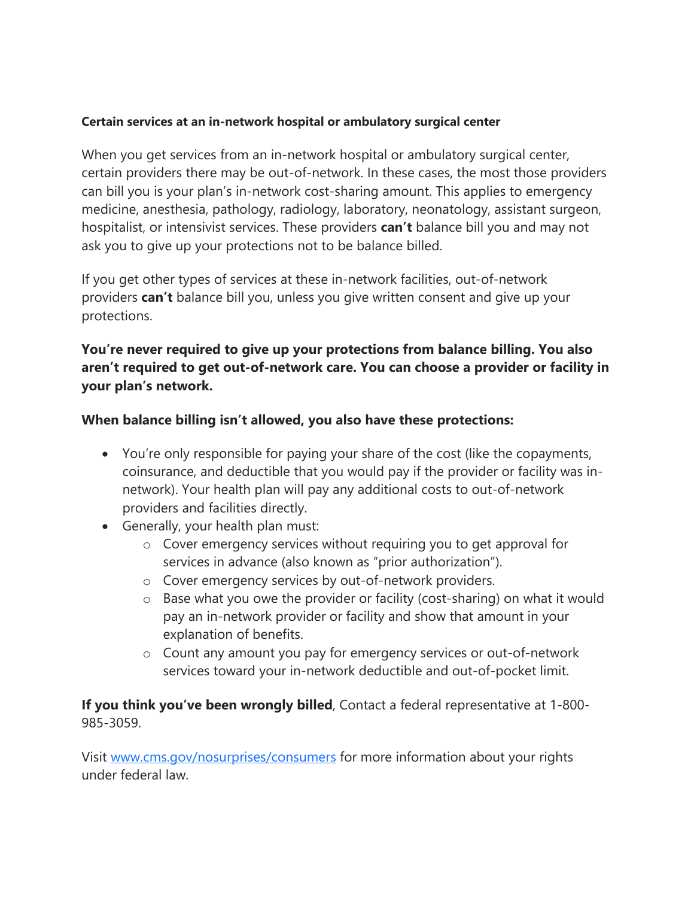**Certain services at an in-network hospital or ambulatory surgical center**

When you get services from an in-network hospital or ambulatory surgical center, certain providers there may be out-of-network. In these cases, the most those providers can bill you is your plan's in-network cost-sharing amount. This applies to emergency medicine, anesthesia, pathology, radiology, laboratory, neonatology, assistant surgeon, hospitalist, or intensivist services. These providers **can't** balance bill you and may not ask you to give up your protections not to be balance billed.

If you get other types of services at these in-network facilities, out-of-network providers **can't** balance bill you, unless you give written consent and give up your protections.

**You're never required to give up your protections from balance billing. You also aren't required to get out-of-network care. You can choose a provider or facility in your plan's network.**

**When balance billing isn't allowed, you also have these protections:**

- You're only responsible for paying your share of the cost (like the copayments, coinsurance, and deductible that you would pay if the provider or facility was in-network). Your health plan will pay any additional costs to out-of-network providers and facilities directly.
- Generally, your health plan must:
  - Cover emergency services without requiring you to get approval for services in advance (also known as "prior authorization").
  - Cover emergency services by out-of-network providers.
  - Base what you owe the provider or facility (cost-sharing) on what it would pay an in-network provider or facility and show that amount in your explanation of benefits.
  - Count any amount you pay for emergency services or out-of-network services toward your in-network deductible and out-of-pocket limit.

**If you think you've been wrongly billed**, Contact a federal representative at 1-800-985-3059.

Visit [www.cms.gov/nosurprises/consumers](www.cms.gov/nosurprises/consumers) for more information about your rights under federal law.